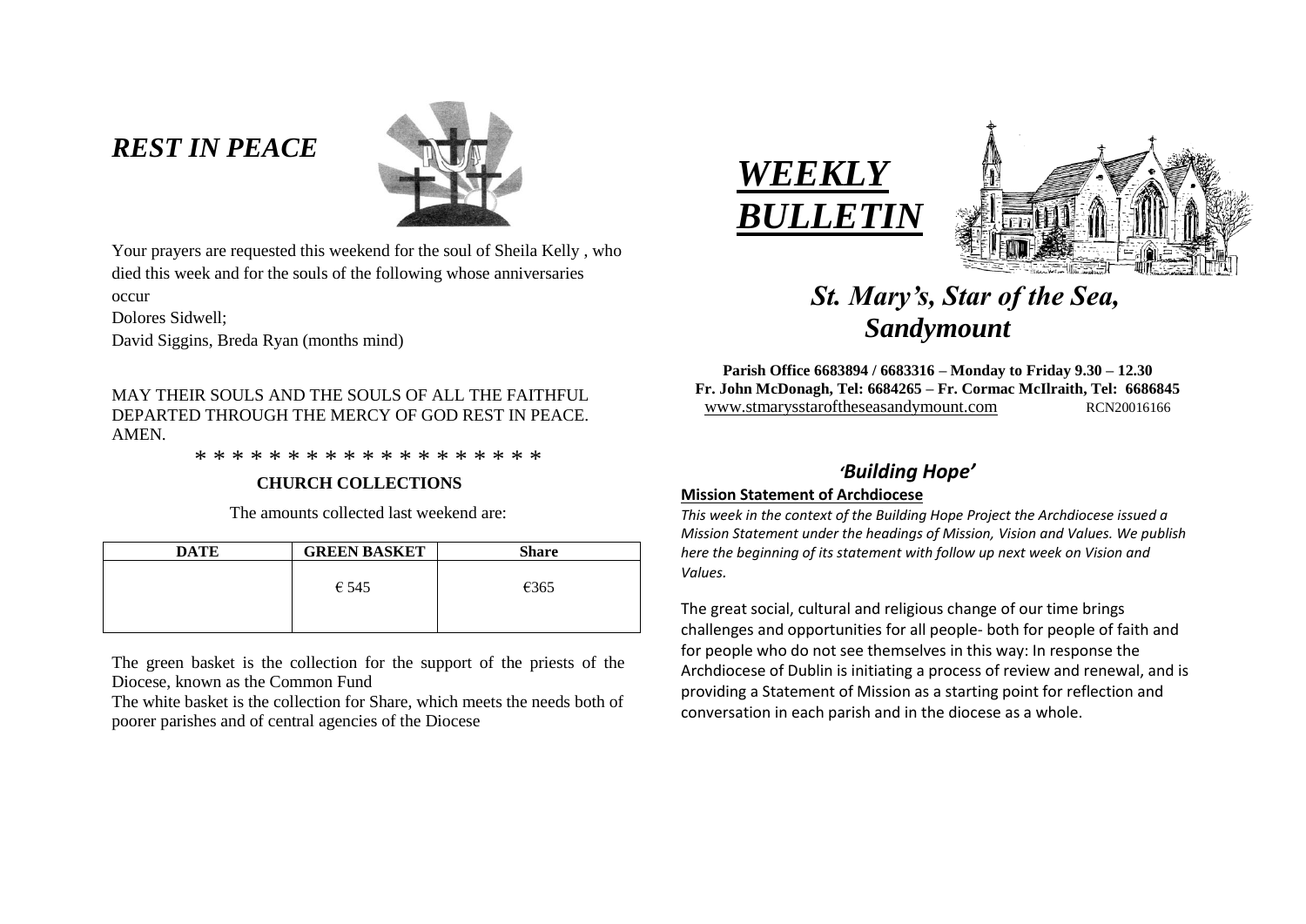# *REST IN PEACE*

Your prayers are requested this weekend for the soul of Sheila Kelly , who died this week and for the souls of the following whose anniversaries occur

Dolores Sidwell;

David Siggins, Breda Ryan (months mind)

MAY THEIR SOULS AND THE SOULS OF ALL THE FAITHFUL DEPARTED THROUGH THE MERCY OF GOD REST IN PEACE. AMEN.

* * * * * * * * * * * * * * * * * * *

**CHURCH COLLECTIONS**

The amounts collected last weekend are:

| DATE | GREEN BASKET | Share |
|---|---|---|
| | € 545 | €365 |

The green basket is the collection for the support of the priests of the Diocese, known as the Common Fund

The white basket is the collection for Share, which meets the needs both of poorer parishes and of central agencies of the Diocese

# ***WEEKLY BULLETIN***

## *St. Mary's, Star of the Sea, Sandymount*

**Parish Office 6683894 / 6683316 – Monday to Friday 9.30 – 12.30**
**Fr. John McDonagh, Tel: 6684265 – Fr. Cormac McIlraith, Tel: 6686845**
www.stmarysstaroftheseasandymount.com RCN20016166

## *'Building Hope'*

**Mission Statement of Archdiocese**

*This week in the context of the Building Hope Project the Archdiocese issued a Mission Statement under the headings of Mission, Vision and Values. We publish here the beginning of its statement with follow up next week on Vision and Values.*

The great social, cultural and religious change of our time brings challenges and opportunities for all people- both for people of faith and for people who do not see themselves in this way: In response the Archdiocese of Dublin is initiating a process of review and renewal, and is providing a Statement of Mission as a starting point for reflection and conversation in each parish and in the diocese as a whole.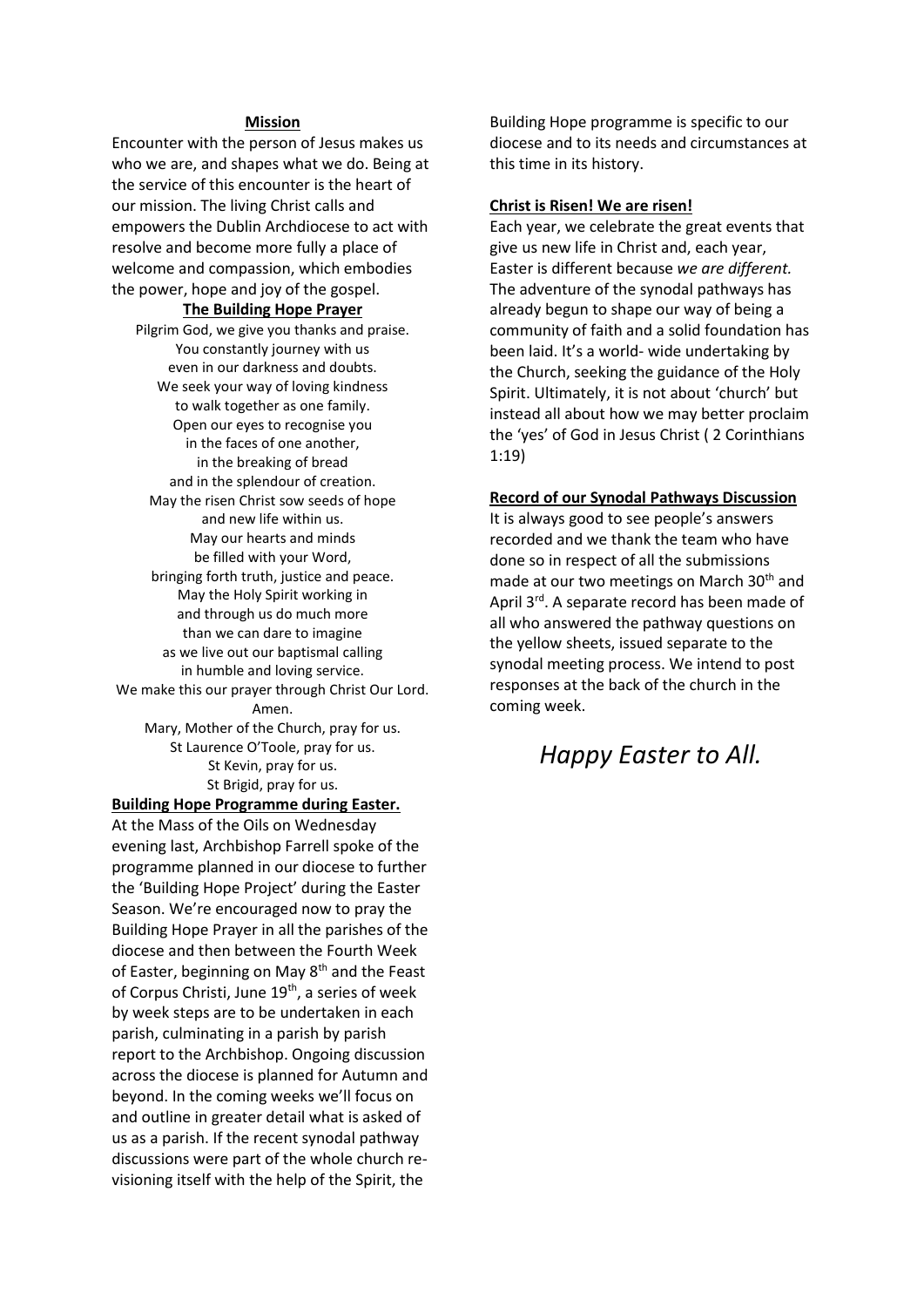## Mission

Encounter with the person of Jesus makes us who we are, and shapes what we do. Being at the service of this encounter is the heart of our mission. The living Christ calls and empowers the Dublin Archdiocese to act with resolve and become more fully a place of welcome and compassion, which embodies the power, hope and joy of the gospel.

## The Building Hope Prayer

Pilgrim God, we give you thanks and praise.
You constantly journey with us
even in our darkness and doubts.
We seek your way of loving kindness
to walk together as one family.
Open our eyes to recognise you
in the faces of one another,
in the breaking of bread
and in the splendour of creation.
May the risen Christ sow seeds of hope
and new life within us.
May our hearts and minds
be filled with your Word,
bringing forth truth, justice and peace.
May the Holy Spirit working in
and through us do much more
than we can dare to imagine
as we live out our baptismal calling
in humble and loving service.
We make this our prayer through Christ Our Lord.
Amen.
Mary, Mother of the Church, pray for us.
St Laurence O'Toole, pray for us.
St Kevin, pray for us.
St Brigid, pray for us.

## Building Hope Programme during Easter.

At the Mass of the Oils on Wednesday evening last, Archbishop Farrell spoke of the programme planned in our diocese to further the 'Building Hope Project' during the Easter Season. We're encouraged now to pray the Building Hope Prayer in all the parishes of the diocese and then between the Fourth Week of Easter, beginning on May 8th and the Feast of Corpus Christi, June 19th, a series of week by week steps are to be undertaken in each parish, culminating in a parish by parish report to the Archbishop. Ongoing discussion across the diocese is planned for Autumn and beyond. In the coming weeks we'll focus on and outline in greater detail what is asked of us as a parish. If the recent synodal pathway discussions were part of the whole church re-visioning itself with the help of the Spirit, the Building Hope programme is specific to our diocese and to its needs and circumstances at this time in its history.

## Christ is Risen! We are risen!

Each year, we celebrate the great events that give us new life in Christ and, each year, Easter is different because *we are different.* The adventure of the synodal pathways has already begun to shape our way of being a community of faith and a solid foundation has been laid. It's a world- wide undertaking by the Church, seeking the guidance of the Holy Spirit. Ultimately, it is not about 'church' but instead all about how we may better proclaim the 'yes' of God in Jesus Christ ( 2 Corinthians 1:19)

## Record of our Synodal Pathways Discussion

It is always good to see people's answers recorded and we thank the team who have done so in respect of all the submissions made at our two meetings on March 30th and April 3rd. A separate record has been made of all who answered the pathway questions on the yellow sheets, issued separate to the synodal meeting process. We intend to post responses at the back of the church in the coming week.

*Happy Easter to All.*